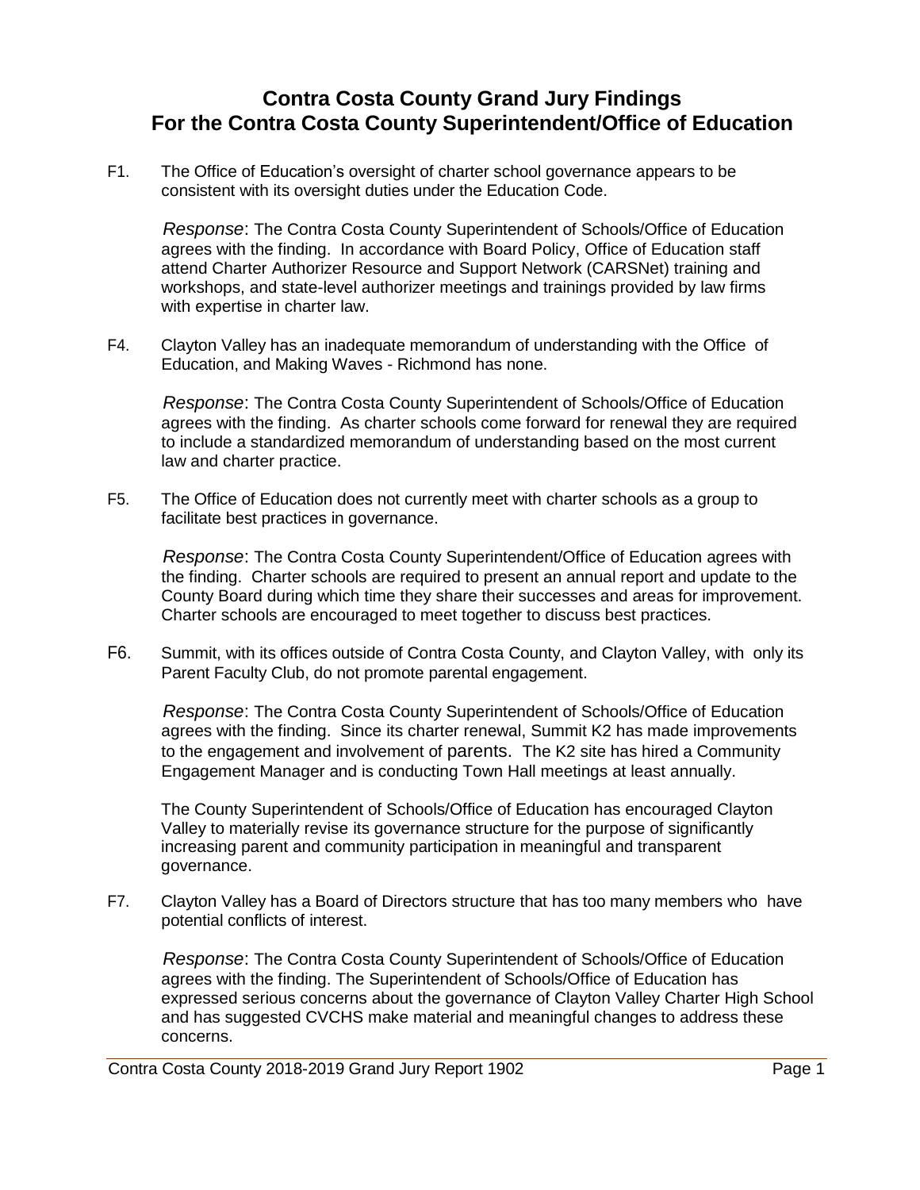# Contra Costa County Grand Jury Findings
# For the Contra Costa County Superintendent/Office of Education

F1. The Office of Education's oversight of charter school governance appears to be consistent with its oversight duties under the Education Code.

*Response*: The Contra Costa County Superintendent of Schools/Office of Education agrees with the finding. In accordance with Board Policy, Office of Education staff attend Charter Authorizer Resource and Support Network (CARSNet) training and workshops, and state-level authorizer meetings and trainings provided by law firms with expertise in charter law.

F4. Clayton Valley has an inadequate memorandum of understanding with the Office of Education, and Making Waves - Richmond has none.

*Response*: The Contra Costa County Superintendent of Schools/Office of Education agrees with the finding. As charter schools come forward for renewal they are required to include a standardized memorandum of understanding based on the most current law and charter practice.

F5. The Office of Education does not currently meet with charter schools as a group to facilitate best practices in governance.

*Response*: The Contra Costa County Superintendent/Office of Education agrees with the finding. Charter schools are required to present an annual report and update to the County Board during which time they share their successes and areas for improvement. Charter schools are encouraged to meet together to discuss best practices.

F6. Summit, with its offices outside of Contra Costa County, and Clayton Valley, with only its Parent Faculty Club, do not promote parental engagement.

*Response*: The Contra Costa County Superintendent of Schools/Office of Education agrees with the finding. Since its charter renewal, Summit K2 has made improvements to the engagement and involvement of parents. The K2 site has hired a Community Engagement Manager and is conducting Town Hall meetings at least annually.

The County Superintendent of Schools/Office of Education has encouraged Clayton Valley to materially revise its governance structure for the purpose of significantly increasing parent and community participation in meaningful and transparent governance.

F7. Clayton Valley has a Board of Directors structure that has too many members who have potential conflicts of interest.

*Response*: The Contra Costa County Superintendent of Schools/Office of Education agrees with the finding. The Superintendent of Schools/Office of Education has expressed serious concerns about the governance of Clayton Valley Charter High School and has suggested CVCHS make material and meaningful changes to address these concerns.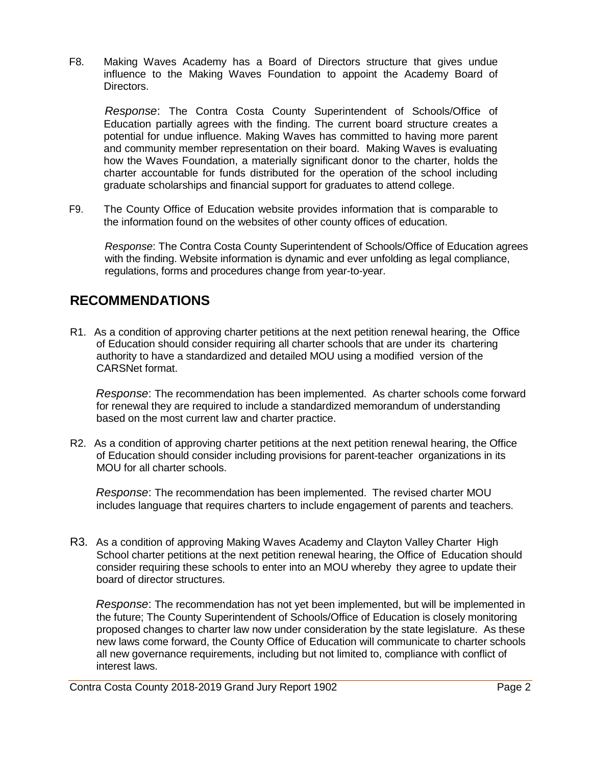F8. Making Waves Academy has a Board of Directors structure that gives undue influence to the Making Waves Foundation to appoint the Academy Board of Directors.

*Response*: The Contra Costa County Superintendent of Schools/Office of Education partially agrees with the finding. The current board structure creates a potential for undue influence. Making Waves has committed to having more parent and community member representation on their board. Making Waves is evaluating how the Waves Foundation, a materially significant donor to the charter, holds the charter accountable for funds distributed for the operation of the school including graduate scholarships and financial support for graduates to attend college.

F9. The County Office of Education website provides information that is comparable to the information found on the websites of other county offices of education.

*Response*: The Contra Costa County Superintendent of Schools/Office of Education agrees with the finding. Website information is dynamic and ever unfolding as legal compliance, regulations, forms and procedures change from year-to-year.

## RECOMMENDATIONS

R1. As a condition of approving charter petitions at the next petition renewal hearing, the Office of Education should consider requiring all charter schools that are under its chartering authority to have a standardized and detailed MOU using a modified version of the CARSNet format.

*Response*: The recommendation has been implemented. As charter schools come forward for renewal they are required to include a standardized memorandum of understanding based on the most current law and charter practice.

R2. As a condition of approving charter petitions at the next petition renewal hearing, the Office of Education should consider including provisions for parent-teacher organizations in its MOU for all charter schools.

*Response*: The recommendation has been implemented. The revised charter MOU includes language that requires charters to include engagement of parents and teachers.

R3. As a condition of approving Making Waves Academy and Clayton Valley Charter High School charter petitions at the next petition renewal hearing, the Office of Education should consider requiring these schools to enter into an MOU whereby they agree to update their board of director structures.

*Response*: The recommendation has not yet been implemented, but will be implemented in the future; The County Superintendent of Schools/Office of Education is closely monitoring proposed changes to charter law now under consideration by the state legislature. As these new laws come forward, the County Office of Education will communicate to charter schools all new governance requirements, including but not limited to, compliance with conflict of interest laws.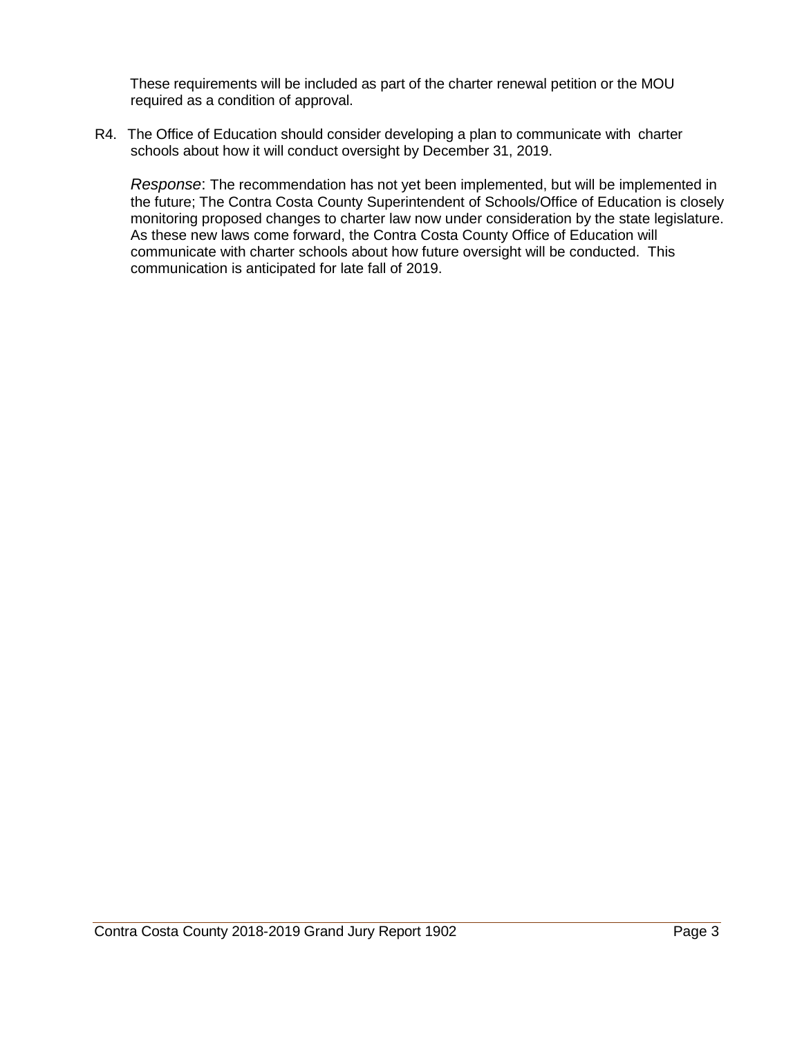These requirements will be included as part of the charter renewal petition or the MOU required as a condition of approval.

R4. The Office of Education should consider developing a plan to communicate with charter schools about how it will conduct oversight by December 31, 2019.

*Response*: The recommendation has not yet been implemented, but will be implemented in the future; The Contra Costa County Superintendent of Schools/Office of Education is closely monitoring proposed changes to charter law now under consideration by the state legislature. As these new laws come forward, the Contra Costa County Office of Education will communicate with charter schools about how future oversight will be conducted. This communication is anticipated for late fall of 2019.